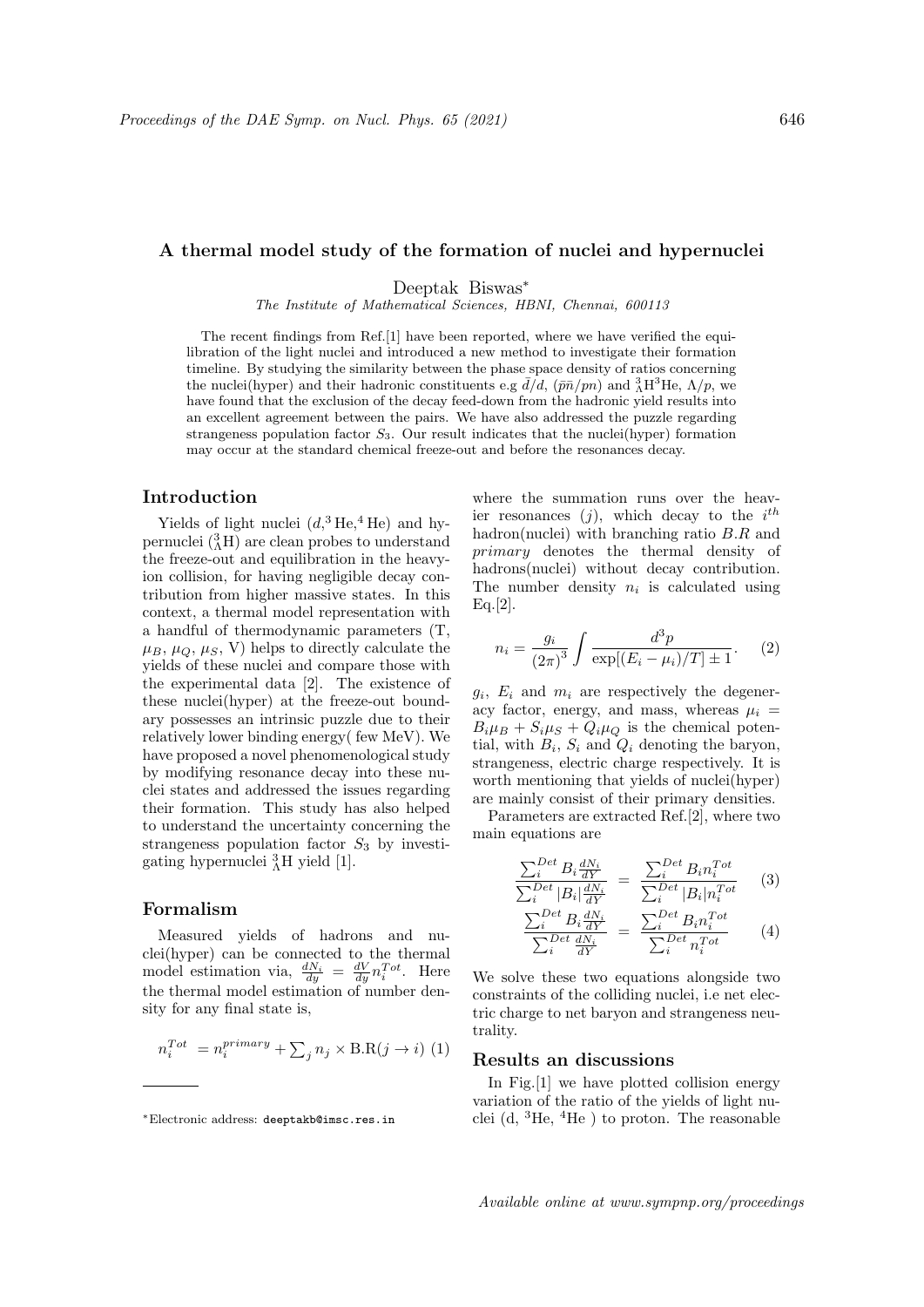# A thermal model study of the formation of nuclei and hypernuclei

Deeptak Biswas*

*The Institute of Mathematical Sciences, HBNI, Chennai, 600113*

The recent findings from Ref.[1] have been reported, where we have verified the equilibration of the light nuclei and introduced a new method to investigate their formation timeline. By studying the similarity between the phase space density of ratios concerning the nuclei(hyper) and their hadronic constituents e.g $\bar{d}/d$, $(\bar{p}\bar{n}/pn)$ and ${}^{3}_{\Lambda}\mathrm{H}{}^{3}\mathrm{He}$, $\Lambda/p$, we have found that the exclusion of the decay feed-down from the hadronic yield results into an excellent agreement between the pairs. We have also addressed the puzzle regarding strangeness population factor $S_3$. Our result indicates that the nuclei(hyper) formation may occur at the standard chemical freeze-out and before the resonances decay.

## Introduction

Yields of light nuclei ($d$,$^{3}$He,$^{4}$He) and hypernuclei (${}^{3}_{\Lambda}$H) are clean probes to understand the freeze-out and equilibration in the heavy-ion collision, for having negligible decay contribution from higher massive states. In this context, a thermal model representation with a handful of thermodynamic parameters (T, $\mu_B$, $\mu_Q$, $\mu_S$, V) helps to directly calculate the yields of these nuclei and compare those with the experimental data [2]. The existence of these nuclei(hyper) at the freeze-out boundary possesses an intrinsic puzzle due to their relatively lower binding energy( few MeV). We have proposed a novel phenomenological study by modifying resonance decay into these nuclei states and addressed the issues regarding their formation. This study has also helped to understand the uncertainty concerning the strangeness population factor $S_3$ by investigating hypernuclei ${}^{3}_{\Lambda}$H yield [1].

## Formalism

Measured yields of hadrons and nuclei(hyper) can be connected to the thermal model estimation via, $\frac{dN_i}{dy} = \frac{dV}{dy} n_i^{Tot}$. Here the thermal model estimation of number density for any final state is,

$$n_i^{Tot} = n_i^{primary} + \sum_j n_j \times \mathrm{B.R}(j \rightarrow i) \quad (1)$$

where the summation runs over the heavier resonances ($j$), which decay to the $i^{th}$ hadron(nuclei) with branching ratio $B.R$ and *primary* denotes the thermal density of hadrons(nuclei) without decay contribution. The number density $n_i$ is calculated using Eq.[2].

$$n_i = \frac{g_i}{(2\pi)^3} \int \frac{d^3p}{\exp[(E_i - \mu_i)/T] \pm 1}. \quad (2)$$

$g_i$, $E_i$ and $m_i$ are respectively the degeneracy factor, energy, and mass, whereas $\mu_i = B_i\mu_B + S_i\mu_S + Q_i\mu_Q$ is the chemical potential, with $B_i$, $S_i$ and $Q_i$ denoting the baryon, strangeness, electric charge respectively. It is worth mentioning that yields of nuclei(hyper) are mainly consist of their primary densities.

Parameters are extracted Ref.[2], where two main equations are

$$\frac{\sum_i^{Det} B_i \frac{dN_i}{dY}}{\sum_i^{Det} |B_i| \frac{dN_i}{dY}} = \frac{\sum_i^{Det} B_i n_i^{Tot}}{\sum_i^{Det} |B_i| n_i^{Tot}} \quad (3)$$

$$\frac{\sum_i^{Det} B_i \frac{dN_i}{dY}}{\sum_i^{Det} \frac{dN_i}{dY}} = \frac{\sum_i^{Det} B_i n_i^{Tot}}{\sum_i^{Det} n_i^{Tot}} \quad (4)$$

We solve these two equations alongside two constraints of the colliding nuclei, i.e net electric charge to net baryon and strangeness neutrality.

## Results an discussions

In Fig.[1] we have plotted collision energy variation of the ratio of the yields of light nuclei (d, $^{3}$He, $^{4}$He ) to proton. The reasonable

---

*Electronic address: deeptakb@imsc.res.in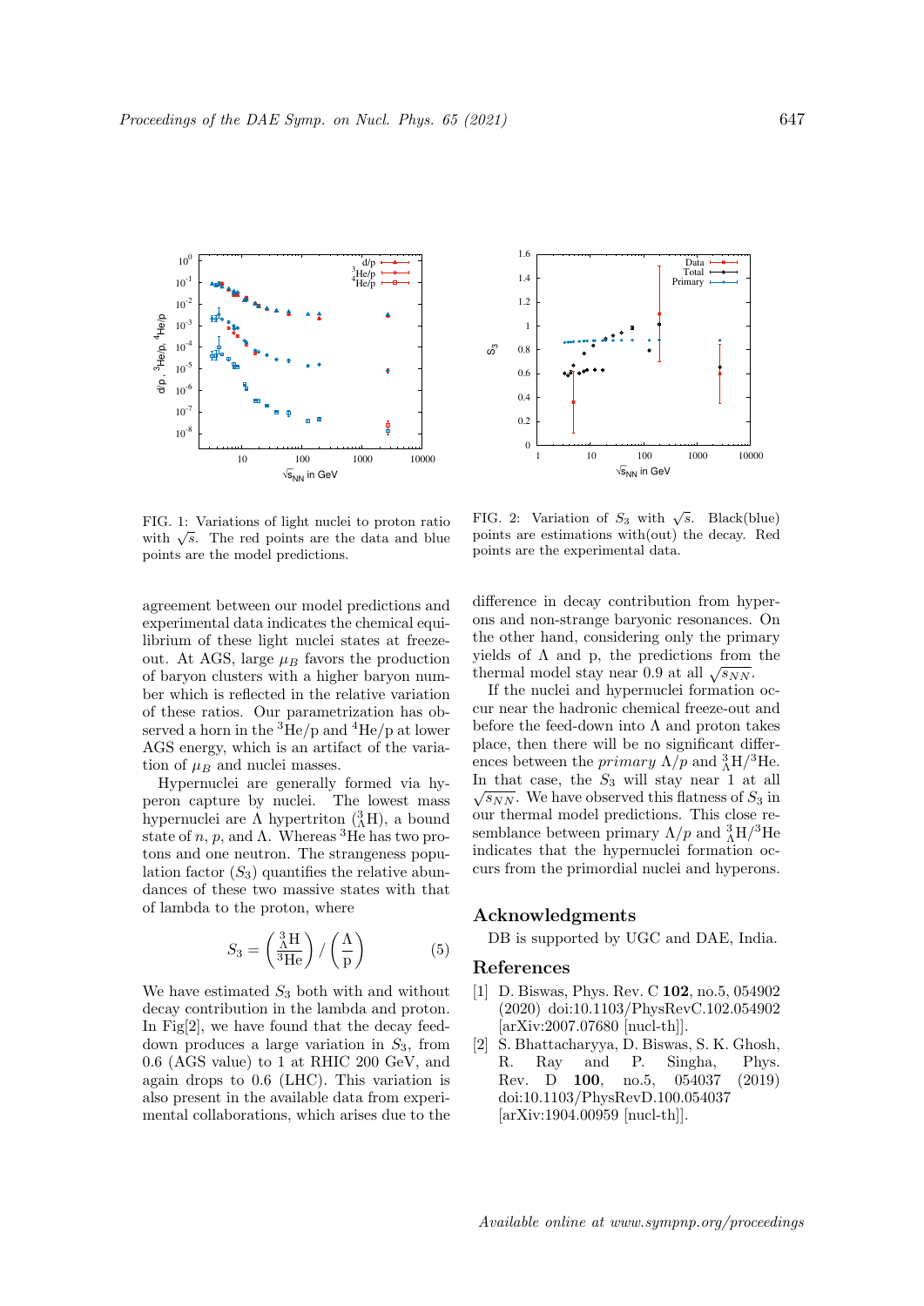10^0
10^-1
10^-2
10^-3
10^-4
10^-5
10^-6
10^-7
10^-8
d/p , 3He/p, 4He/p
10
100
1000
10000
√sNN in GeV
d/p
3He/p
4He/p

FIG. 1: Variations of light nuclei to proton ratio with $\sqrt{s}$. The red points are the data and blue points are the model predictions.

1.6
1.4
1.2
1
0.8
0.6
0.4
0.2
0
S3
1
10
100
1000
10000
√sNN in GeV
Data
Total
Primary

FIG. 2: Variation of $S_3$ with $\sqrt{s}$. Black(blue) points are estimations with(out) the decay. Red points are the experimental data.

agreement between our model predictions and experimental data indicates the chemical equilibrium of these light nuclei states at freeze-out. At AGS, large $\mu_B$ favors the production of baryon clusters with a higher baryon number which is reflected in the relative variation of these ratios. Our parametrization has observed a horn in the $^3$He/p and $^4$He/p at lower AGS energy, which is an artifact of the variation of $\mu_B$ and nuclei masses.

Hypernuclei are generally formed via hyperon capture by nuclei. The lowest mass hypernuclei are $\Lambda$ hypertriton ($^3_\Lambda$H), a bound state of $n$, $p$, and $\Lambda$. Whereas $^3$He has two protons and one neutron. The strangeness population factor ($S_3$) quantifies the relative abundances of these two massive states with that of lambda to the proton, where

$$S_3 = \left(\frac{^3_\Lambda\text{H}}{^3\text{He}}\right) / \left(\frac{\Lambda}{\text{p}}\right) \tag{5}$$

We have estimated $S_3$ both with and without decay contribution in the lambda and proton. In Fig[2], we have found that the decay feed-down produces a large variation in $S_3$, from 0.6 (AGS value) to 1 at RHIC 200 GeV, and again drops to 0.6 (LHC). This variation is also present in the available data from experimental collaborations, which arises due to the difference in decay contribution from hyperons and non-strange baryonic resonances. On the other hand, considering only the primary yields of $\Lambda$ and p, the predictions from the thermal model stay near 0.9 at all $\sqrt{s_{NN}}$.

If the nuclei and hypernuclei formation occur near the hadronic chemical freeze-out and before the feed-down into $\Lambda$ and proton takes place, then there will be no significant differences between the *primary* $\Lambda/p$ and $^3_\Lambda$H/$^3$He. In that case, the $S_3$ will stay near 1 at all $\sqrt{s_{NN}}$. We have observed this flatness of $S_3$ in our thermal model predictions. This close resemblance between primary $\Lambda/p$ and $^3_\Lambda$H/$^3$He indicates that the hypernuclei formation occurs from the primordial nuclei and hyperons.

## Acknowledgments

DB is supported by UGC and DAE, India.

## References

[1] D. Biswas, Phys. Rev. C **102**, no.5, 054902 (2020) doi:10.1103/PhysRevC.102.054902 [arXiv:2007.07680 [nucl-th]].

[2] S. Bhattacharyya, D. Biswas, S. K. Ghosh, R. Ray and P. Singha, Phys. Rev. D **100**, no.5, 054037 (2019) doi:10.1103/PhysRevD.100.054037 [arXiv:1904.00959 [nucl-th]].